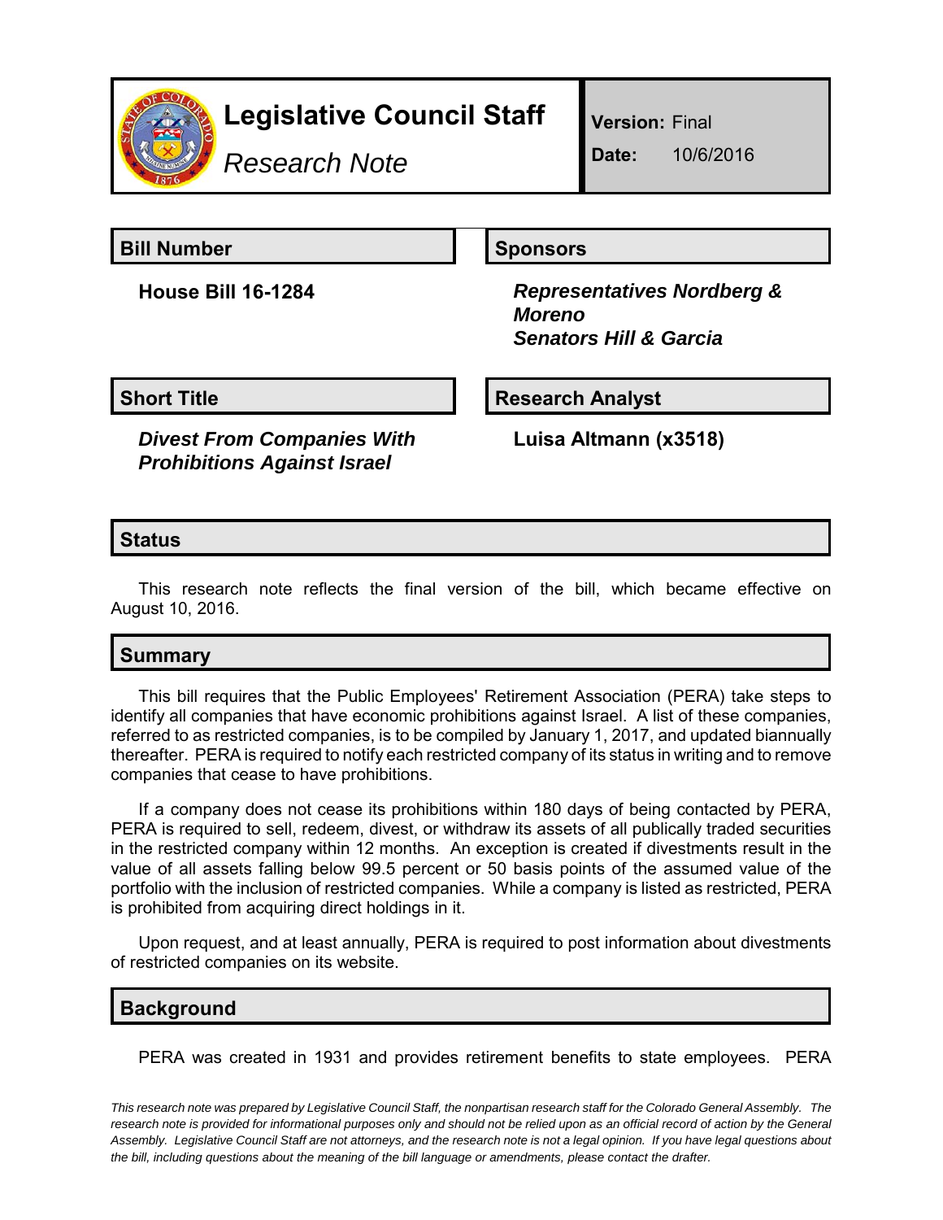# Legislative Council Staff

*Research Note*

**Version:** Final

**Date:** 10/6/2016

## Bill Number

**House Bill 16-1284**

## Sponsors

***Representatives Nordberg & Moreno***
***Senators Hill & Garcia***

## Short Title

***Divest From Companies With Prohibitions Against Israel***

## Research Analyst

**Luisa Altmann (x3518)**

## Status

This research note reflects the final version of the bill, which became effective on August 10, 2016.

## Summary

This bill requires that the Public Employees' Retirement Association (PERA) take steps to identify all companies that have economic prohibitions against Israel. A list of these companies, referred to as restricted companies, is to be compiled by January 1, 2017, and updated biannually thereafter. PERA is required to notify each restricted company of its status in writing and to remove companies that cease to have prohibitions.

If a company does not cease its prohibitions within 180 days of being contacted by PERA, PERA is required to sell, redeem, divest, or withdraw its assets of all publically traded securities in the restricted company within 12 months. An exception is created if divestments result in the value of all assets falling below 99.5 percent or 50 basis points of the assumed value of the portfolio with the inclusion of restricted companies. While a company is listed as restricted, PERA is prohibited from acquiring direct holdings in it.

Upon request, and at least annually, PERA is required to post information about divestments of restricted companies on its website.

## Background

PERA was created in 1931 and provides retirement benefits to state employees. PERA

*This research note was prepared by Legislative Council Staff, the nonpartisan research staff for the Colorado General Assembly. The research note is provided for informational purposes only and should not be relied upon as an official record of action by the General Assembly. Legislative Council Staff are not attorneys, and the research note is not a legal opinion. If you have legal questions about the bill, including questions about the meaning of the bill language or amendments, please contact the drafter.*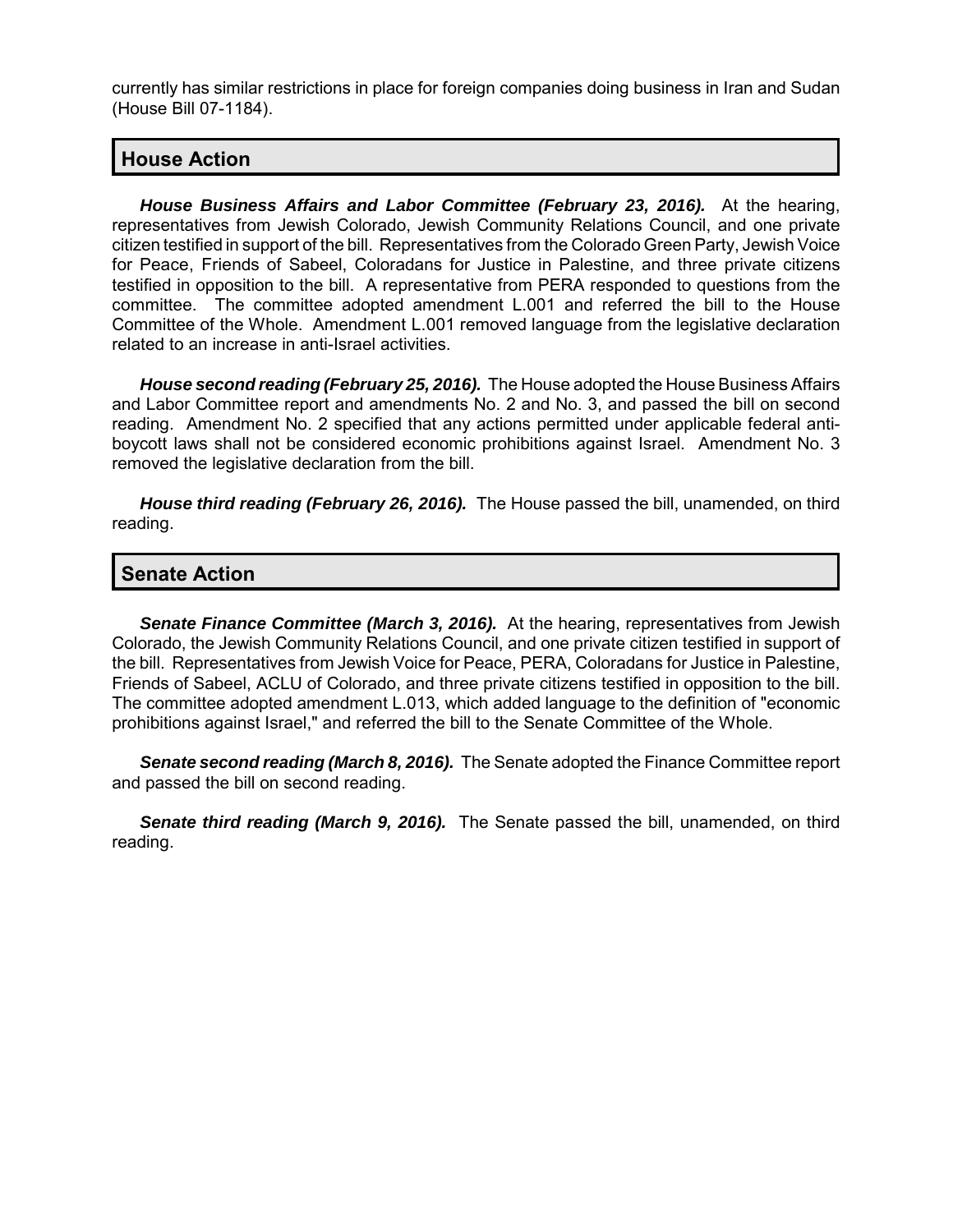currently has similar restrictions in place for foreign companies doing business in Iran and Sudan (House Bill 07-1184).

## House Action

***House Business Affairs and Labor Committee (February 23, 2016).*** At the hearing, representatives from Jewish Colorado, Jewish Community Relations Council, and one private citizen testified in support of the bill. Representatives from the Colorado Green Party, Jewish Voice for Peace, Friends of Sabeel, Coloradans for Justice in Palestine, and three private citizens testified in opposition to the bill. A representative from PERA responded to questions from the committee. The committee adopted amendment L.001 and referred the bill to the House Committee of the Whole. Amendment L.001 removed language from the legislative declaration related to an increase in anti-Israel activities.

***House second reading (February 25, 2016).*** The House adopted the House Business Affairs and Labor Committee report and amendments No. 2 and No. 3, and passed the bill on second reading. Amendment No. 2 specified that any actions permitted under applicable federal anti-boycott laws shall not be considered economic prohibitions against Israel. Amendment No. 3 removed the legislative declaration from the bill.

***House third reading (February 26, 2016).*** The House passed the bill, unamended, on third reading.

## Senate Action

***Senate Finance Committee (March 3, 2016).*** At the hearing, representatives from Jewish Colorado, the Jewish Community Relations Council, and one private citizen testified in support of the bill. Representatives from Jewish Voice for Peace, PERA, Coloradans for Justice in Palestine, Friends of Sabeel, ACLU of Colorado, and three private citizens testified in opposition to the bill. The committee adopted amendment L.013, which added language to the definition of "economic prohibitions against Israel," and referred the bill to the Senate Committee of the Whole.

***Senate second reading (March 8, 2016).*** The Senate adopted the Finance Committee report and passed the bill on second reading.

***Senate third reading (March 9, 2016).*** The Senate passed the bill, unamended, on third reading.